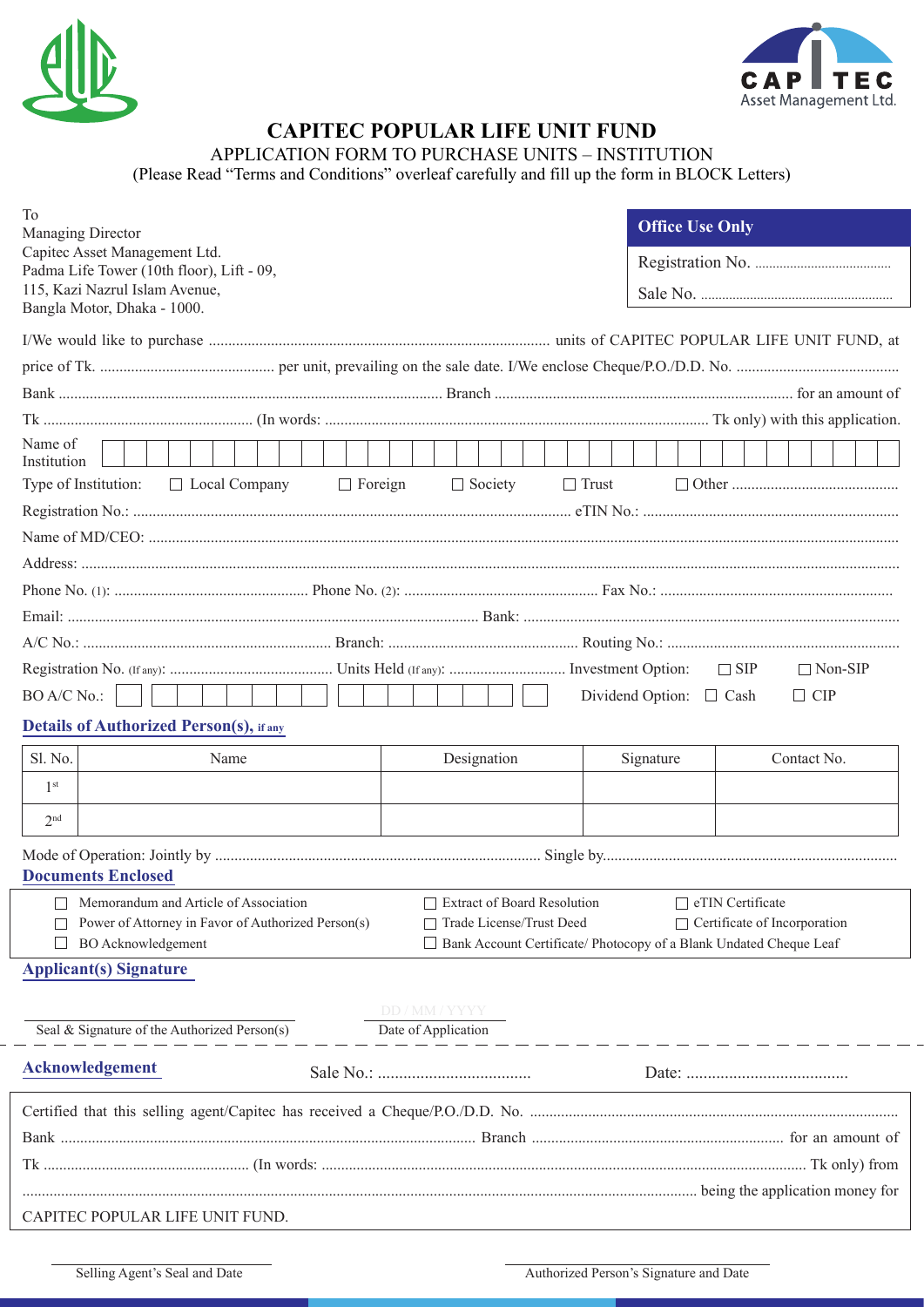# CAPITEC POPULAR LIFE UNIT FUND

APPLICATION FORM TO PURCHASE UNITS – INSTITUTION

(Please Read "Terms and Conditions" overleaf carefully and fill up the form in BLOCK Letters)

To
Managing Director
Capitec Asset Management Ltd.
Padma Life Tower (10th floor), Lift - 09,
115, Kazi Nazrul Islam Avenue,
Bangla Motor, Dhaka - 1000.

**Office Use Only**

Registration No. ........................................

Sale No. ........................................................

I/We would like to purchase ........................................................................................ units of CAPITEC POPULAR LIFE UNIT FUND, at price of Tk. ............................................ per unit, prevailing on the sale date. I/We enclose Cheque/P.O./D.D. No. .......................................... Bank ................................................................................................ Branch ........................................................................... for an amount of Tk ...................................................... (In words: ................................................................................................. Tk only) with this application.

Name of Institution: | | | | | | | | | | | | | | | | | | | | | | | | | | | | | | | | | | | | |

Type of Institution: ☐ Local Company ☐ Foreign ☐ Society ☐ Trust ☐ Other ...........................................

Registration No.: ................................................................................................................ eTIN No.: .................................................................

Name of MD/CEO: ..............................................................................................................................................................................................

Address: ..............................................................................................................................................................................................

Phone No. (1): ................................................. Phone No. (2): ................................................. Fax No.: ...........................................................

Email: ......................................................................................................... Bank: .................................................................................................

A/C No.: ............................................................... Branch: ................................................ Routing No.: ...........................................................

Registration No. (If any): .......................................... Units Held (If any): .............................. Investment Option: ☐ SIP ☐ Non-SIP

BO A/C No.: | | | | | | | | | | | | | | | | | | Dividend Option: ☐ Cash ☐ CIP

## Details of Authorized Person(s), if any

| Sl. No. | Name | Designation | Signature | Contact No. |
|---|---|---|---|---|
| 1st | | | | |
| 2nd | | | | |

Mode of Operation: Jointly by .................................................................................... Single by............................................................................

## Documents Enclosed

- ☐ Memorandum and Article of Association
- ☐ Power of Attorney in Favor of Authorized Person(s)
- ☐ BO Acknowledgement
- ☐ Extract of Board Resolution
- ☐ Trade License/Trust Deed
- ☐ Bank Account Certificate/ Photocopy of a Blank Undated Cheque Leaf
- ☐ eTIN Certificate
- ☐ Certificate of Incorporation

## Applicant(s) Signature

Seal & Signature of the Authorized Person(s)

DD / MM / YYYY
Date of Application

## Acknowledgement

Sale No.: .................................... Date: ......................................

Certified that this selling agent/Capitec has received a Cheque/P.O./D.D. No. ............................................................................................. Bank .......................................................................................... Branch ................................................................ for an amount of Tk .................................................... (In words: ........................................................................................................................... Tk only) from ......................................................................................................................................................... being the application money for CAPITEC POPULAR LIFE UNIT FUND.

Selling Agent's Seal and Date

Authorized Person's Signature and Date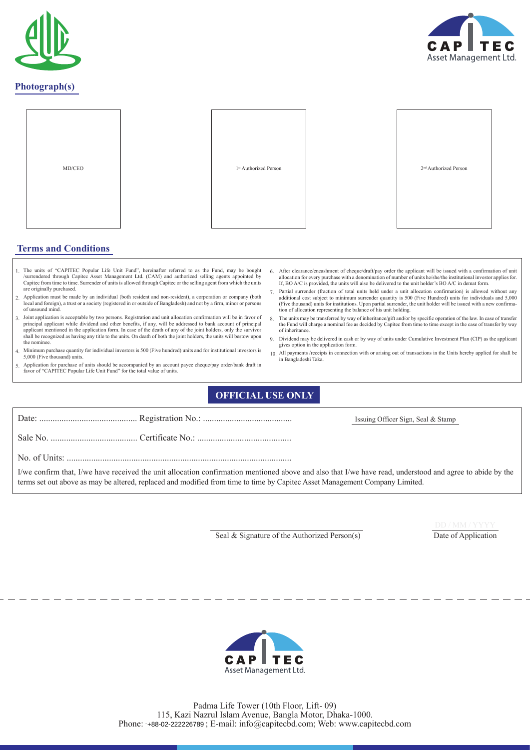## Photograph(s)

MD/CEO

1st Authorized Person

2nd Authorized Person

## Terms and Conditions

1. The units of "CAPITEC Popular Life Unit Fund", hereinafter referred to as the Fund, may be bought /surrendered through Capitec Asset Management Ltd. (CAM) and authorized selling agents appointed by Capitec from time to time. Surrender of units is allowed through Capitec or the selling agent from which the units are originally purchased.
2. Application must be made by an individual (both resident and non-resident), a corporation or company (both local and foreign), a trust or a society (registered in or outside of Bangladesh) and not by a firm, minor or persons of unsound mind.
3. Joint application is acceptable by two persons. Registration and unit allocation confirmation will be in favor of principal applicant while dividend and other benefits, if any, will be addressed to bank account of principal applicant mentioned in the application form. In case of the death of any of the joint holders, only the survivor shall be recognized as having any title to the units. On death of both the joint holders, the units will bestow upon the nominee.
4. Minimum purchase quantity for individual investors is 500 (Five hundred) units and for institutional investors is 5,000 (Five thousand) units.
5. Application for purchase of units should be accompanied by an account payee cheque/pay order/bank draft in favor of "CAPITEC Popular Life Unit Fund" for the total value of units.
6. After clearance/encashment of cheque/draft/pay order the applicant will be issued with a confirmation of unit allocation for every purchase with a denomination of number of units he/she/the institutional investor applies for. If, BO A/C is provided, the units will also be delivered to the unit holder's BO A/C in demat form.
7. Partial surrender (fraction of total units held under a unit allocation confirmation) is allowed without any additional cost subject to minimum surrender quantity is 500 (Five Hundred) units for individuals and 5,000 (Five thousand) units for institutions. Upon partial surrender, the unit holder will be issued with a new confirmation of allocation representing the balance of his unit holding.
8. The units may be transferred by way of inheritance/gift and/or by specific operation of the law. In case of transfer the Fund will charge a nominal fee as decided by Capitec from time to time except in the case of transfer by way of inheritance.
9. Dividend may be delivered in cash or by way of units under Cumulative Investment Plan (CIP) as the applicant gives option in the application form.
10. All payments /receipts in connection with or arising out of transactions in the Units hereby applied for shall be in Bangladeshi Taka.

## OFFICIAL USE ONLY

Date: ........................................... Registration No.: .......................................

Sale No. ...................................... Certificate No.: ..........................................

No. of Units: ...................................................................................................

Issuing Officer Sign, Seal & Stamp

I/we confirm that, I/we have received the unit allocation confirmation mentioned above and also that I/we have read, understood and agree to abide by the terms set out above as may be altered, replaced and modified from time to time by Capitec Asset Management Company Limited.

Seal & Signature of the Authorized Person(s)

DD / MM / YYYY
Date of Application

Padma Life Tower (10th Floor, Lift- 09)
115, Kazi Nazrul Islam Avenue, Bangla Motor, Dhaka-1000.
Phone: +88-02-222226789 ; E-mail: info@capitecbd.com; Web: www.capitecbd.com